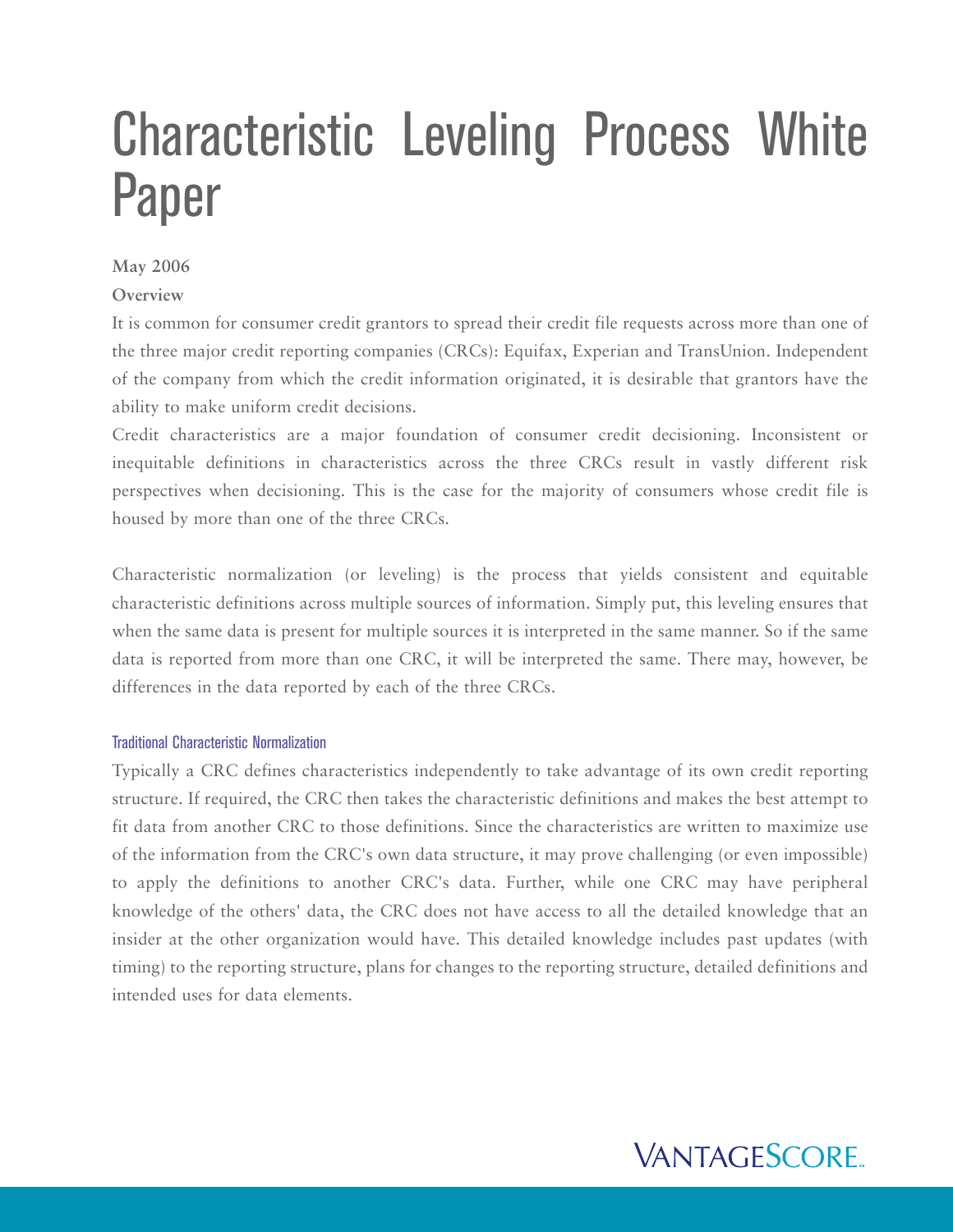# Characteristic Leveling Process White Paper

**May 2006**

**Overview**

It is common for consumer credit grantors to spread their credit file requests across more than one of the three major credit reporting companies (CRCs): Equifax, Experian and TransUnion. Independent of the company from which the credit information originated, it is desirable that grantors have the ability to make uniform credit decisions.

Credit characteristics are a major foundation of consumer credit decisioning. Inconsistent or inequitable definitions in characteristics across the three CRCs result in vastly different risk perspectives when decisioning. This is the case for the majority of consumers whose credit file is housed by more than one of the three CRCs.

Characteristic normalization (or leveling) is the process that yields consistent and equitable characteristic definitions across multiple sources of information. Simply put, this leveling ensures that when the same data is present for multiple sources it is interpreted in the same manner. So if the same data is reported from more than one CRC, it will be interpreted the same. There may, however, be differences in the data reported by each of the three CRCs.

## Traditional Characteristic Normalization

Typically a CRC defines characteristics independently to take advantage of its own credit reporting structure. If required, the CRC then takes the characteristic definitions and makes the best attempt to fit data from another CRC to those definitions. Since the characteristics are written to maximize use of the information from the CRC's own data structure, it may prove challenging (or even impossible) to apply the definitions to another CRC's data. Further, while one CRC may have peripheral knowledge of the others' data, the CRC does not have access to all the detailed knowledge that an insider at the other organization would have. This detailed knowledge includes past updates (with timing) to the reporting structure, plans for changes to the reporting structure, detailed definitions and intended uses for data elements.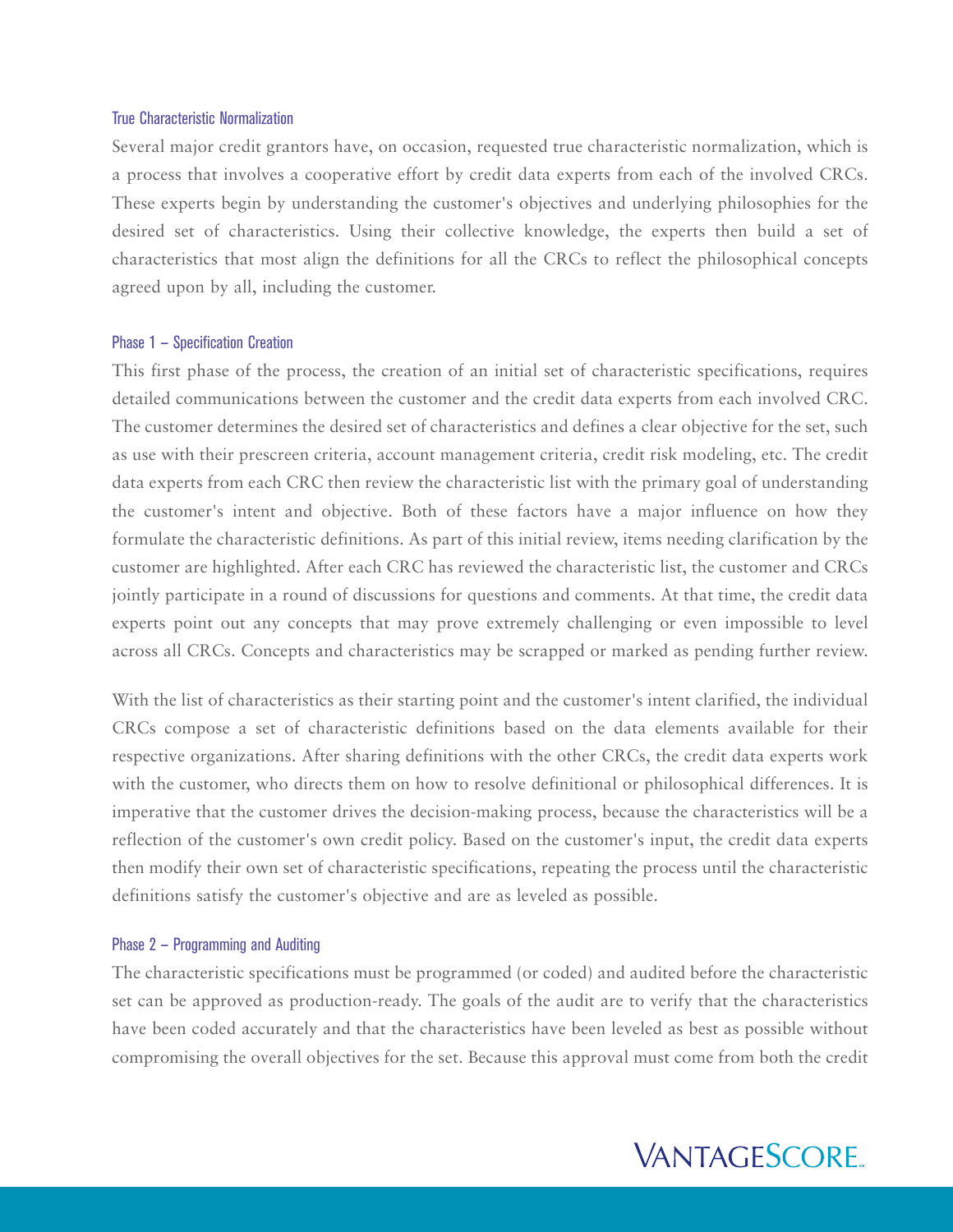### True Characteristic Normalization

Several major credit grantors have, on occasion, requested true characteristic normalization, which is a process that involves a cooperative effort by credit data experts from each of the involved CRCs. These experts begin by understanding the customer's objectives and underlying philosophies for the desired set of characteristics. Using their collective knowledge, the experts then build a set of characteristics that most align the definitions for all the CRCs to reflect the philosophical concepts agreed upon by all, including the customer.

### Phase 1 – Specification Creation

This first phase of the process, the creation of an initial set of characteristic specifications, requires detailed communications between the customer and the credit data experts from each involved CRC. The customer determines the desired set of characteristics and defines a clear objective for the set, such as use with their prescreen criteria, account management criteria, credit risk modeling, etc. The credit data experts from each CRC then review the characteristic list with the primary goal of understanding the customer's intent and objective. Both of these factors have a major influence on how they formulate the characteristic definitions. As part of this initial review, items needing clarification by the customer are highlighted. After each CRC has reviewed the characteristic list, the customer and CRCs jointly participate in a round of discussions for questions and comments. At that time, the credit data experts point out any concepts that may prove extremely challenging or even impossible to level across all CRCs. Concepts and characteristics may be scrapped or marked as pending further review.

With the list of characteristics as their starting point and the customer's intent clarified, the individual CRCs compose a set of characteristic definitions based on the data elements available for their respective organizations. After sharing definitions with the other CRCs, the credit data experts work with the customer, who directs them on how to resolve definitional or philosophical differences. It is imperative that the customer drives the decision-making process, because the characteristics will be a reflection of the customer's own credit policy. Based on the customer's input, the credit data experts then modify their own set of characteristic specifications, repeating the process until the characteristic definitions satisfy the customer's objective and are as leveled as possible.

### Phase 2 – Programming and Auditing

The characteristic specifications must be programmed (or coded) and audited before the characteristic set can be approved as production-ready. The goals of the audit are to verify that the characteristics have been coded accurately and that the characteristics have been leveled as best as possible without compromising the overall objectives for the set. Because this approval must come from both the credit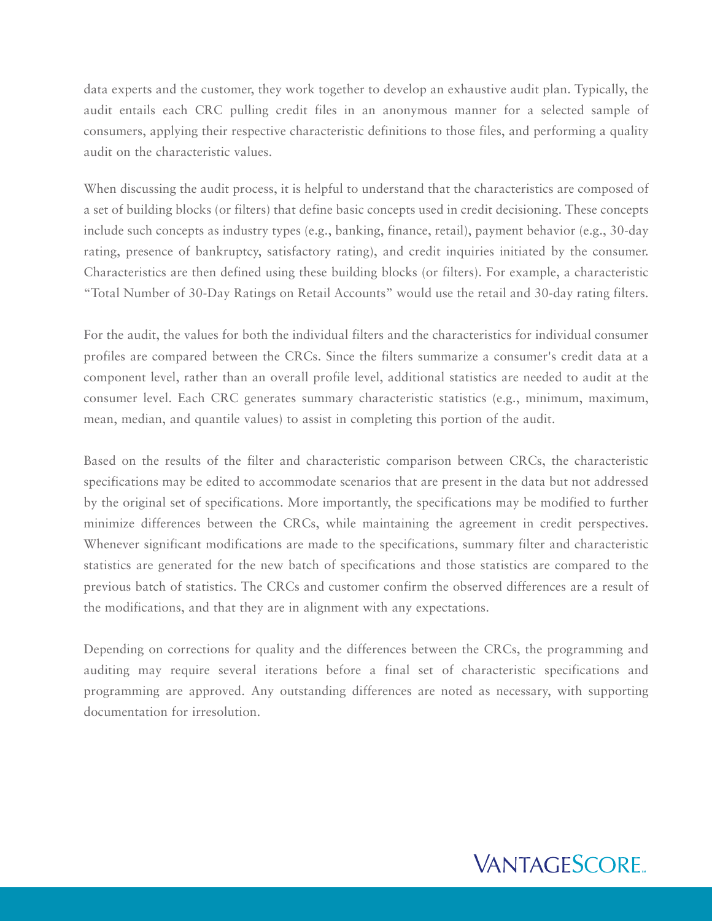data experts and the customer, they work together to develop an exhaustive audit plan. Typically, the audit entails each CRC pulling credit files in an anonymous manner for a selected sample of consumers, applying their respective characteristic definitions to those files, and performing a quality audit on the characteristic values.

When discussing the audit process, it is helpful to understand that the characteristics are composed of a set of building blocks (or filters) that define basic concepts used in credit decisioning. These concepts include such concepts as industry types (e.g., banking, finance, retail), payment behavior (e.g., 30-day rating, presence of bankruptcy, satisfactory rating), and credit inquiries initiated by the consumer. Characteristics are then defined using these building blocks (or filters). For example, a characteristic "Total Number of 30-Day Ratings on Retail Accounts" would use the retail and 30-day rating filters.

For the audit, the values for both the individual filters and the characteristics for individual consumer profiles are compared between the CRCs. Since the filters summarize a consumer's credit data at a component level, rather than an overall profile level, additional statistics are needed to audit at the consumer level. Each CRC generates summary characteristic statistics (e.g., minimum, maximum, mean, median, and quantile values) to assist in completing this portion of the audit.

Based on the results of the filter and characteristic comparison between CRCs, the characteristic specifications may be edited to accommodate scenarios that are present in the data but not addressed by the original set of specifications. More importantly, the specifications may be modified to further minimize differences between the CRCs, while maintaining the agreement in credit perspectives. Whenever significant modifications are made to the specifications, summary filter and characteristic statistics are generated for the new batch of specifications and those statistics are compared to the previous batch of statistics. The CRCs and customer confirm the observed differences are a result of the modifications, and that they are in alignment with any expectations.

Depending on corrections for quality and the differences between the CRCs, the programming and auditing may require several iterations before a final set of characteristic specifications and programming are approved. Any outstanding differences are noted as necessary, with supporting documentation for irresolution.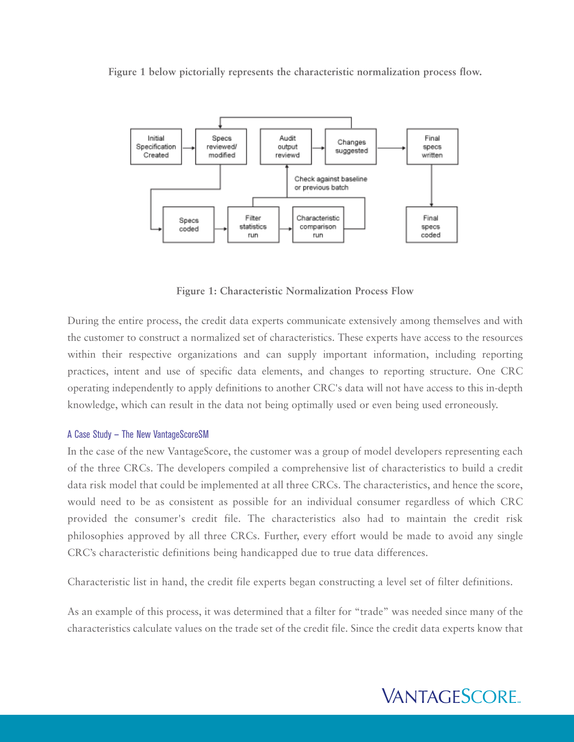**Figure 1 below pictorially represents the characteristic normalization process flow.**

**Figure 1: Characteristic Normalization Process Flow**

During the entire process, the credit data experts communicate extensively among themselves and with the customer to construct a normalized set of characteristics. These experts have access to the resources within their respective organizations and can supply important information, including reporting practices, intent and use of specific data elements, and changes to reporting structure. One CRC operating independently to apply definitions to another CRC's data will not have access to this in-depth knowledge, which can result in the data not being optimally used or even being used erroneously.

### A Case Study – The New VantageScoreSM

In the case of the new VantageScore, the customer was a group of model developers representing each of the three CRCs. The developers compiled a comprehensive list of characteristics to build a credit data risk model that could be implemented at all three CRCs. The characteristics, and hence the score, would need to be as consistent as possible for an individual consumer regardless of which CRC provided the consumer's credit file. The characteristics also had to maintain the credit risk philosophies approved by all three CRCs. Further, every effort would be made to avoid any single CRC's characteristic definitions being handicapped due to true data differences.

Characteristic list in hand, the credit file experts began constructing a level set of filter definitions.

As an example of this process, it was determined that a filter for "trade" was needed since many of the characteristics calculate values on the trade set of the credit file. Since the credit data experts know that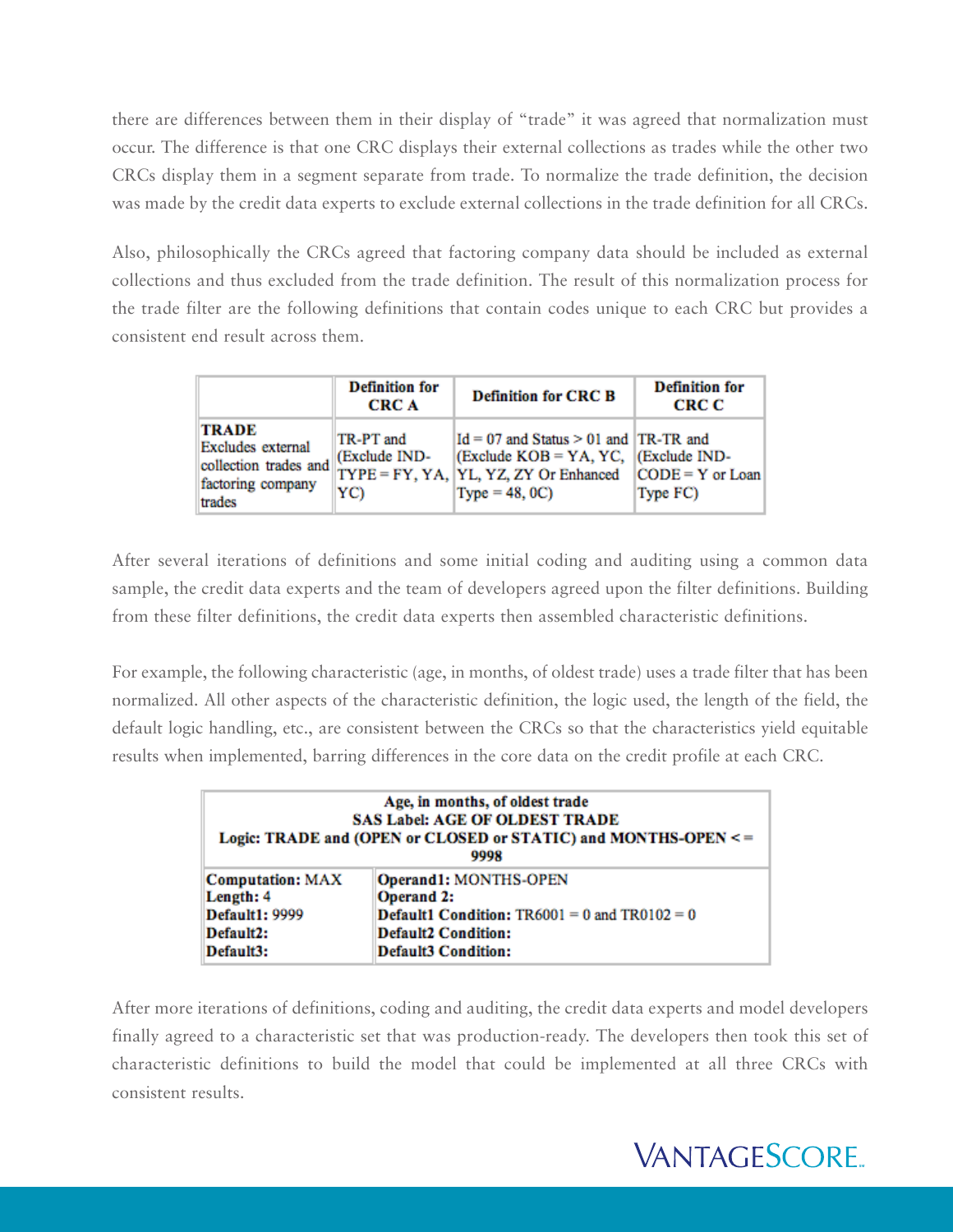there are differences between them in their display of "trade" it was agreed that normalization must occur. The difference is that one CRC displays their external collections as trades while the other two CRCs display them in a segment separate from trade. To normalize the trade definition, the decision was made by the credit data experts to exclude external collections in the trade definition for all CRCs.

Also, philosophically the CRCs agreed that factoring company data should be included as external collections and thus excluded from the trade definition. The result of this normalization process for the trade filter are the following definitions that contain codes unique to each CRC but provides a consistent end result across them.

| | Definition for CRC A | Definition for CRC B | Definition for CRC C |
|---|---|---|---|
| **TRADE** Excludes external collection trades and factoring company trades | TR-PT and (Exclude IND-TYPE = FY, YA, YC) | Id = 07 and Status > 01 and (Exclude KOB = YA, YC, YL, YZ, ZY Or Enhanced Type = 48, 0C) | TR-TR and (Exclude IND-CODE = Y or Loan Type FC) |

After several iterations of definitions and some initial coding and auditing using a common data sample, the credit data experts and the team of developers agreed upon the filter definitions. Building from these filter definitions, the credit data experts then assembled characteristic definitions.

For example, the following characteristic (age, in months, of oldest trade) uses a trade filter that has been normalized. All other aspects of the characteristic definition, the logic used, the length of the field, the default logic handling, etc., are consistent between the CRCs so that the characteristics yield equitable results when implemented, barring differences in the core data on the credit profile at each CRC.

| **Age, in months, of oldest trade**<br>**SAS Label: AGE OF OLDEST TRADE**<br>**Logic: TRADE and (OPEN or CLOSED or STATIC) and MONTHS-OPEN <= 9998** | |
|---|---|
| **Computation:** MAX | **Operand1:** MONTHS-OPEN |
| **Length:** 4 | **Operand 2:** |
| **Default1:** 9999 | **Default1 Condition:** TR6001 = 0 and TR0102 = 0 |
| **Default2:** | **Default2 Condition:** |
| **Default3:** | **Default3 Condition:** |

After more iterations of definitions, coding and auditing, the credit data experts and model developers finally agreed to a characteristic set that was production-ready. The developers then took this set of characteristic definitions to build the model that could be implemented at all three CRCs with consistent results.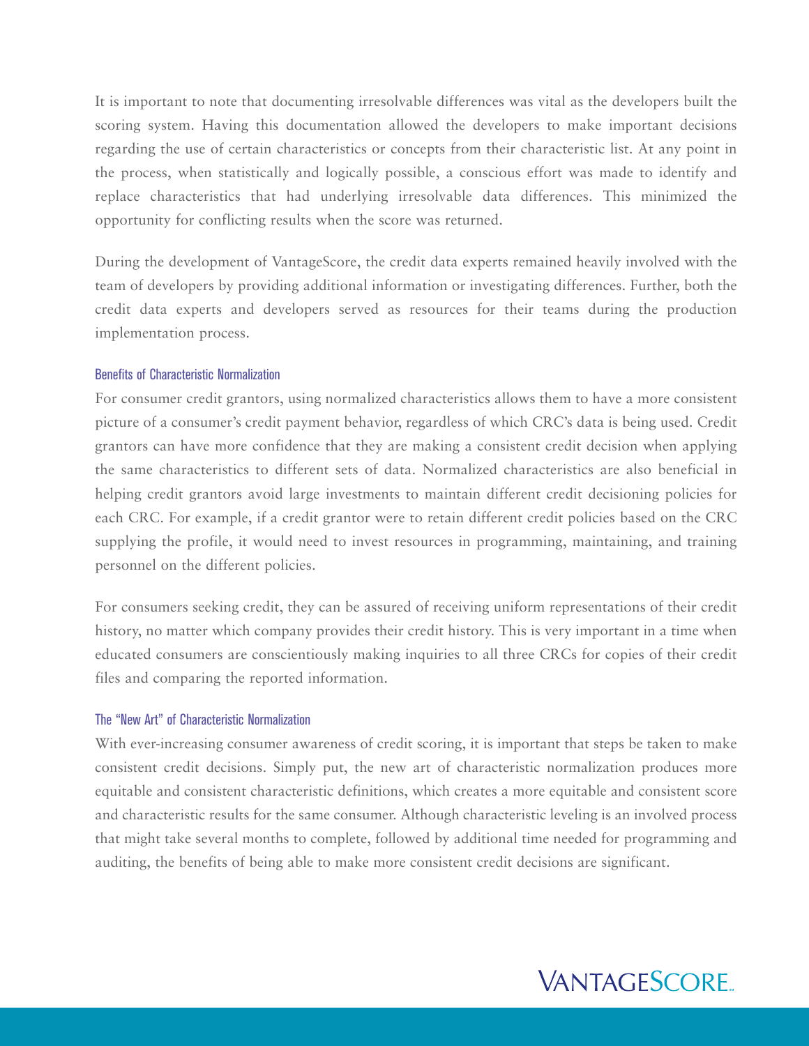It is important to note that documenting irresolvable differences was vital as the developers built the scoring system. Having this documentation allowed the developers to make important decisions regarding the use of certain characteristics or concepts from their characteristic list. At any point in the process, when statistically and logically possible, a conscious effort was made to identify and replace characteristics that had underlying irresolvable data differences. This minimized the opportunity for conflicting results when the score was returned.

During the development of VantageScore, the credit data experts remained heavily involved with the team of developers by providing additional information or investigating differences. Further, both the credit data experts and developers served as resources for their teams during the production implementation process.

### Benefits of Characteristic Normalization

For consumer credit grantors, using normalized characteristics allows them to have a more consistent picture of a consumer's credit payment behavior, regardless of which CRC's data is being used. Credit grantors can have more confidence that they are making a consistent credit decision when applying the same characteristics to different sets of data. Normalized characteristics are also beneficial in helping credit grantors avoid large investments to maintain different credit decisioning policies for each CRC. For example, if a credit grantor were to retain different credit policies based on the CRC supplying the profile, it would need to invest resources in programming, maintaining, and training personnel on the different policies.

For consumers seeking credit, they can be assured of receiving uniform representations of their credit history, no matter which company provides their credit history. This is very important in a time when educated consumers are conscientiously making inquiries to all three CRCs for copies of their credit files and comparing the reported information.

### The "New Art" of Characteristic Normalization

With ever-increasing consumer awareness of credit scoring, it is important that steps be taken to make consistent credit decisions. Simply put, the new art of characteristic normalization produces more equitable and consistent characteristic definitions, which creates a more equitable and consistent score and characteristic results for the same consumer. Although characteristic leveling is an involved process that might take several months to complete, followed by additional time needed for programming and auditing, the benefits of being able to make more consistent credit decisions are significant.